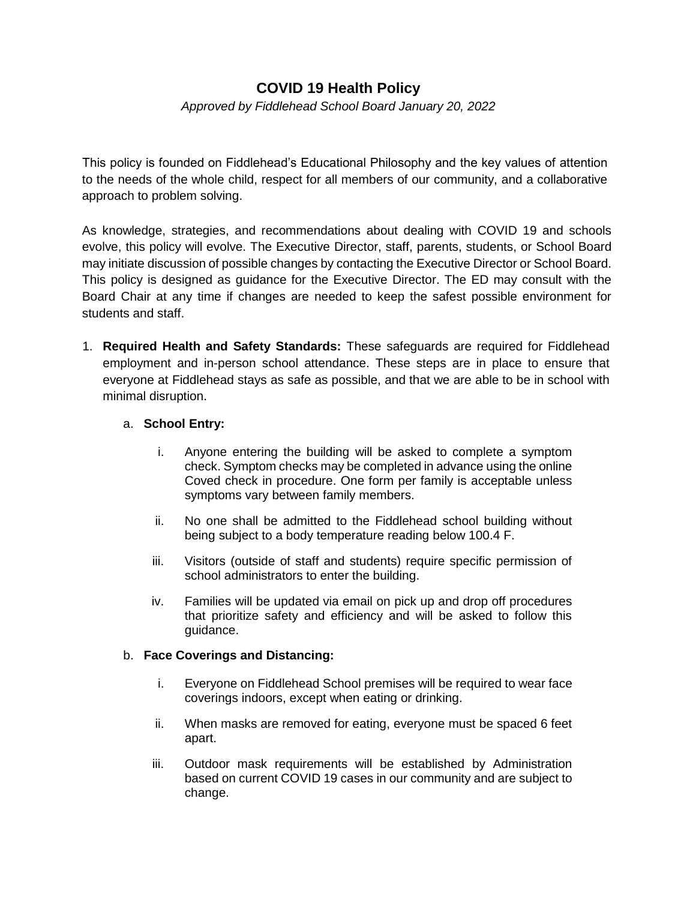# COVID 19 Health Policy

*Approved by Fiddlehead School Board January 20, 2022*

This policy is founded on Fiddlehead's Educational Philosophy and the key values of attention to the needs of the whole child, respect for all members of our community, and a collaborative approach to problem solving.

As knowledge, strategies, and recommendations about dealing with COVID 19 and schools evolve, this policy will evolve. The Executive Director, staff, parents, students, or School Board may initiate discussion of possible changes by contacting the Executive Director or School Board. This policy is designed as guidance for the Executive Director. The ED may consult with the Board Chair at any time if changes are needed to keep the safest possible environment for students and staff.

1. **Required Health and Safety Standards:** These safeguards are required for Fiddlehead employment and in-person school attendance. These steps are in place to ensure that everyone at Fiddlehead stays as safe as possible, and that we are able to be in school with minimal disruption.

   a. **School Entry:**

      i. Anyone entering the building will be asked to complete a symptom check. Symptom checks may be completed in advance using the online Coved check in procedure. One form per family is acceptable unless symptoms vary between family members.

      ii. No one shall be admitted to the Fiddlehead school building without being subject to a body temperature reading below 100.4 F.

      iii. Visitors (outside of staff and students) require specific permission of school administrators to enter the building.

      iv. Families will be updated via email on pick up and drop off procedures that prioritize safety and efficiency and will be asked to follow this guidance.

   b. **Face Coverings and Distancing:**

      i. Everyone on Fiddlehead School premises will be required to wear face coverings indoors, except when eating or drinking.

      ii. When masks are removed for eating, everyone must be spaced 6 feet apart.

      iii. Outdoor mask requirements will be established by Administration based on current COVID 19 cases in our community and are subject to change.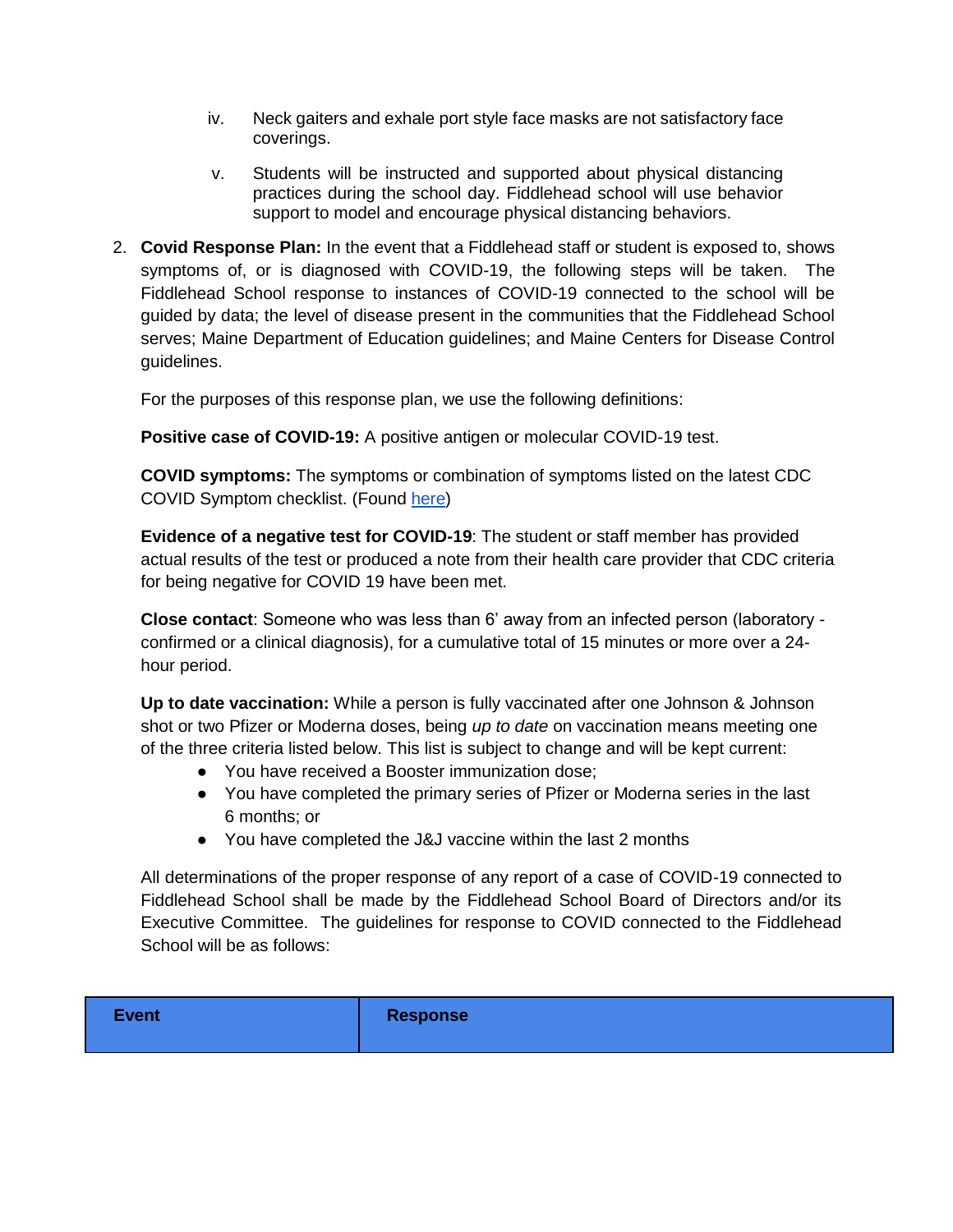iv. Neck gaiters and exhale port style face masks are not satisfactory face coverings.

    v. Students will be instructed and supported about physical distancing practices during the school day. Fiddlehead school will use behavior support to model and encourage physical distancing behaviors.

2. **Covid Response Plan:** In the event that a Fiddlehead staff or student is exposed to, shows symptoms of, or is diagnosed with COVID-19, the following steps will be taken. The Fiddlehead School response to instances of COVID-19 connected to the school will be guided by data; the level of disease present in the communities that the Fiddlehead School serves; Maine Department of Education guidelines; and Maine Centers for Disease Control guidelines.

   For the purposes of this response plan, we use the following definitions:

   **Positive case of COVID-19:** A positive antigen or molecular COVID-19 test.

   **COVID symptoms:** The symptoms or combination of symptoms listed on the latest CDC COVID Symptom checklist. (Found here)

   **Evidence of a negative test for COVID-19**: The student or staff member has provided actual results of the test or produced a note from their health care provider that CDC criteria for being negative for COVID 19 have been met.

   **Close contact**: Someone who was less than 6' away from an infected person (laboratory - confirmed or a clinical diagnosis), for a cumulative total of 15 minutes or more over a 24-hour period.

   **Up to date vaccination:** While a person is fully vaccinated after one Johnson & Johnson shot or two Pfizer or Moderna doses, being *up to date* on vaccination means meeting one of the three criteria listed below. This list is subject to change and will be kept current:

   - You have received a Booster immunization dose;
   - You have completed the primary series of Pfizer or Moderna series in the last 6 months; or
   - You have completed the J&J vaccine within the last 2 months

   All determinations of the proper response of any report of a case of COVID-19 connected to Fiddlehead School shall be made by the Fiddlehead School Board of Directors and/or its Executive Committee. The guidelines for response to COVID connected to the Fiddlehead School will be as follows:

| Event | Response |
| --- | --- |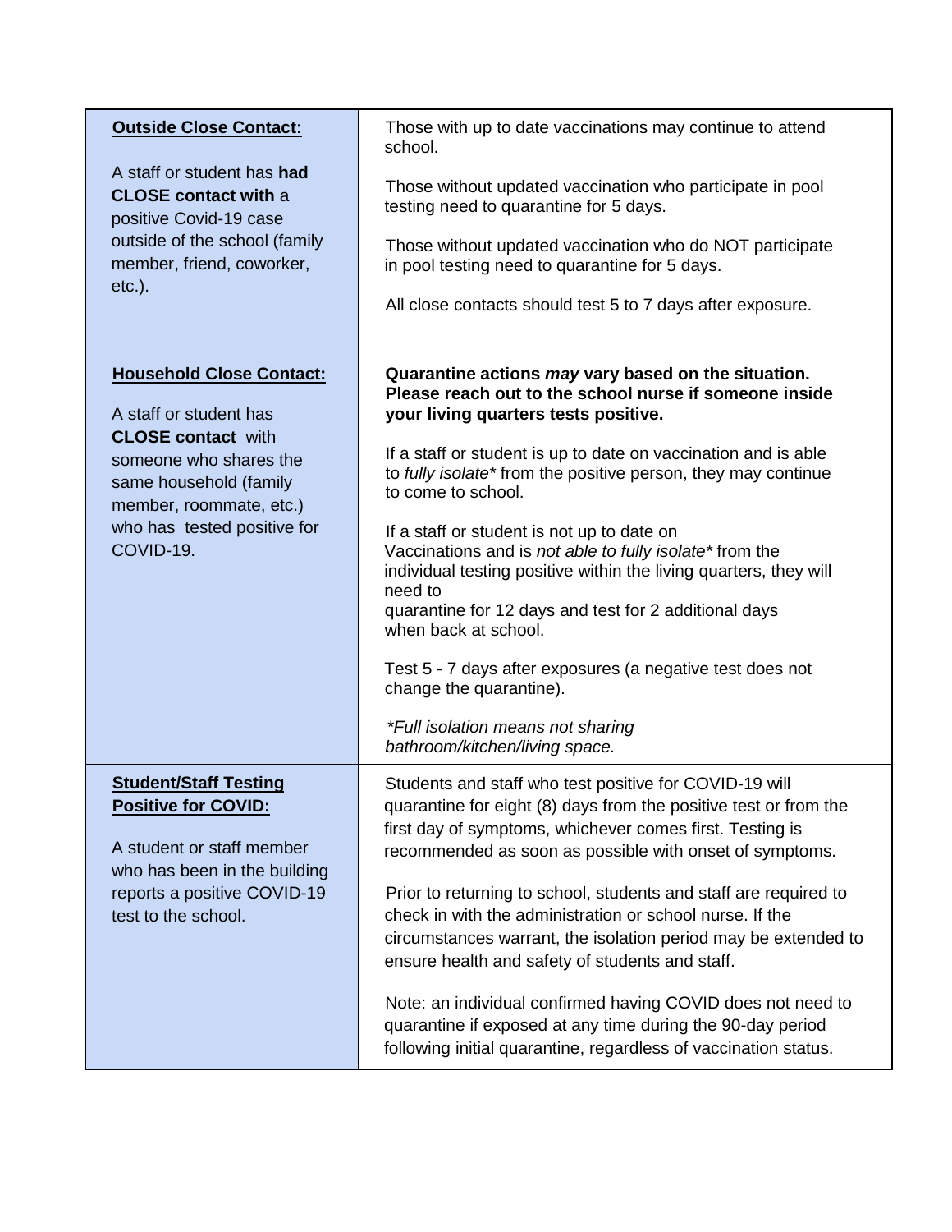| | |
|---|---|
| **Outside Close Contact:**<br><br>A staff or student has **had CLOSE contact with** a positive Covid-19 case outside of the school (family member, friend, coworker, etc.). | Those with up to date vaccinations may continue to attend school.<br><br>Those without updated vaccination who participate in pool testing need to quarantine for 5 days.<br><br>Those without updated vaccination who do NOT participate in pool testing need to quarantine for 5 days.<br><br>All close contacts should test 5 to 7 days after exposure. |
| **Household Close Contact:**<br><br>A staff or student has **CLOSE contact** with someone who shares the same household (family member, roommate, etc.) who has tested positive for COVID-19. | **Quarantine actions *may* vary based on the situation. Please reach out to the school nurse if someone inside your living quarters tests positive.**<br><br>If a staff or student is up to date on vaccination and is able to *fully isolate\** from the positive person, they may continue to come to school.<br><br>If a staff or student is not up to date on Vaccinations and is *not able to fully isolate\** from the individual testing positive within the living quarters, they will need to quarantine for 12 days and test for 2 additional days when back at school.<br><br>Test 5 - 7 days after exposures (a negative test does not change the quarantine).<br><br>*\*Full isolation means not sharing bathroom/kitchen/living space.* |
| **Student/Staff Testing Positive for COVID:**<br><br>A student or staff member who has been in the building reports a positive COVID-19 test to the school. | Students and staff who test positive for COVID-19 will quarantine for eight (8) days from the positive test or from the first day of symptoms, whichever comes first. Testing is recommended as soon as possible with onset of symptoms.<br><br>Prior to returning to school, students and staff are required to check in with the administration or school nurse. If the circumstances warrant, the isolation period may be extended to ensure health and safety of students and staff.<br><br>Note: an individual confirmed having COVID does not need to quarantine if exposed at any time during the 90-day period following initial quarantine, regardless of vaccination status. |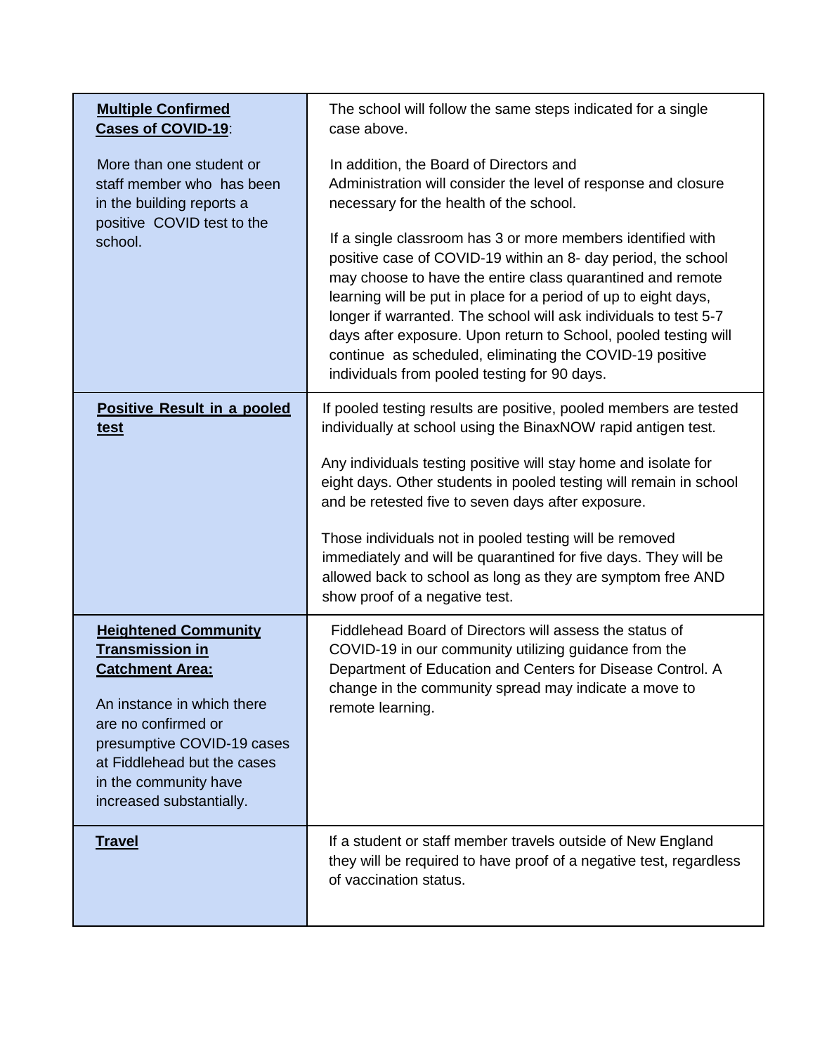| | |
|---|---|
| **Multiple Confirmed Cases of COVID-19**:<br><br>More than one student or staff member who has been in the building reports a positive COVID test to the school. | The school will follow the same steps indicated for a single case above.<br><br>In addition, the Board of Directors and Administration will consider the level of response and closure necessary for the health of the school.<br><br>If a single classroom has 3 or more members identified with positive case of COVID-19 within an 8- day period, the school may choose to have the entire class quarantined and remote learning will be put in place for a period of up to eight days, longer if warranted. The school will ask individuals to test 5-7 days after exposure. Upon return to School, pooled testing will continue as scheduled, eliminating the COVID-19 positive individuals from pooled testing for 90 days. |
| **Positive Result in a pooled test** | If pooled testing results are positive, pooled members are tested individually at school using the BinaxNOW rapid antigen test.<br><br>Any individuals testing positive will stay home and isolate for eight days. Other students in pooled testing will remain in school and be retested five to seven days after exposure.<br><br>Those individuals not in pooled testing will be removed immediately and will be quarantined for five days. They will be allowed back to school as long as they are symptom free AND show proof of a negative test. |
| **Heightened Community Transmission in Catchment Area:**<br><br>An instance in which there are no confirmed or presumptive COVID-19 cases at Fiddlehead but the cases in the community have increased substantially. | Fiddlehead Board of Directors will assess the status of COVID-19 in our community utilizing guidance from the Department of Education and Centers for Disease Control. A change in the community spread may indicate a move to remote learning. |
| **Travel** | If a student or staff member travels outside of New England they will be required to have proof of a negative test, regardless of vaccination status. |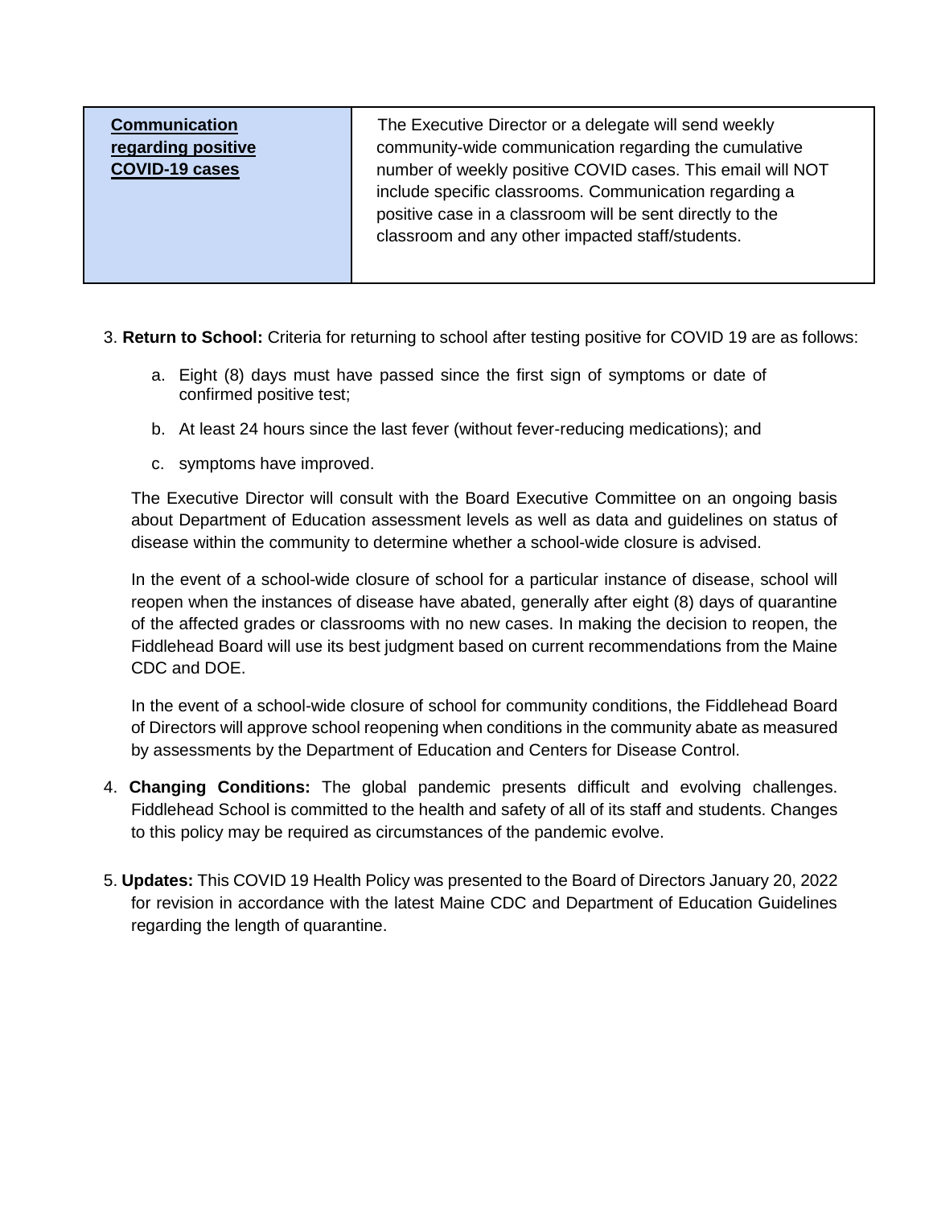| | |
|---|---|
| **Communication regarding positive COVID-19 cases** | The Executive Director or a delegate will send weekly community-wide communication regarding the cumulative number of weekly positive COVID cases. This email will NOT include specific classrooms. Communication regarding a positive case in a classroom will be sent directly to the classroom and any other impacted staff/students. |

3. **Return to School:** Criteria for returning to school after testing positive for COVID 19 are as follows:

   a. Eight (8) days must have passed since the first sign of symptoms or date of confirmed positive test;

   b. At least 24 hours since the last fever (without fever-reducing medications); and

   c. symptoms have improved.

   The Executive Director will consult with the Board Executive Committee on an ongoing basis about Department of Education assessment levels as well as data and guidelines on status of disease within the community to determine whether a school-wide closure is advised.

   In the event of a school-wide closure of school for a particular instance of disease, school will reopen when the instances of disease have abated, generally after eight (8) days of quarantine of the affected grades or classrooms with no new cases. In making the decision to reopen, the Fiddlehead Board will use its best judgment based on current recommendations from the Maine CDC and DOE.

   In the event of a school-wide closure of school for community conditions, the Fiddlehead Board of Directors will approve school reopening when conditions in the community abate as measured by assessments by the Department of Education and Centers for Disease Control.

4. **Changing Conditions:** The global pandemic presents difficult and evolving challenges. Fiddlehead School is committed to the health and safety of all of its staff and students. Changes to this policy may be required as circumstances of the pandemic evolve.

5. **Updates:** This COVID 19 Health Policy was presented to the Board of Directors January 20, 2022 for revision in accordance with the latest Maine CDC and Department of Education Guidelines regarding the length of quarantine.